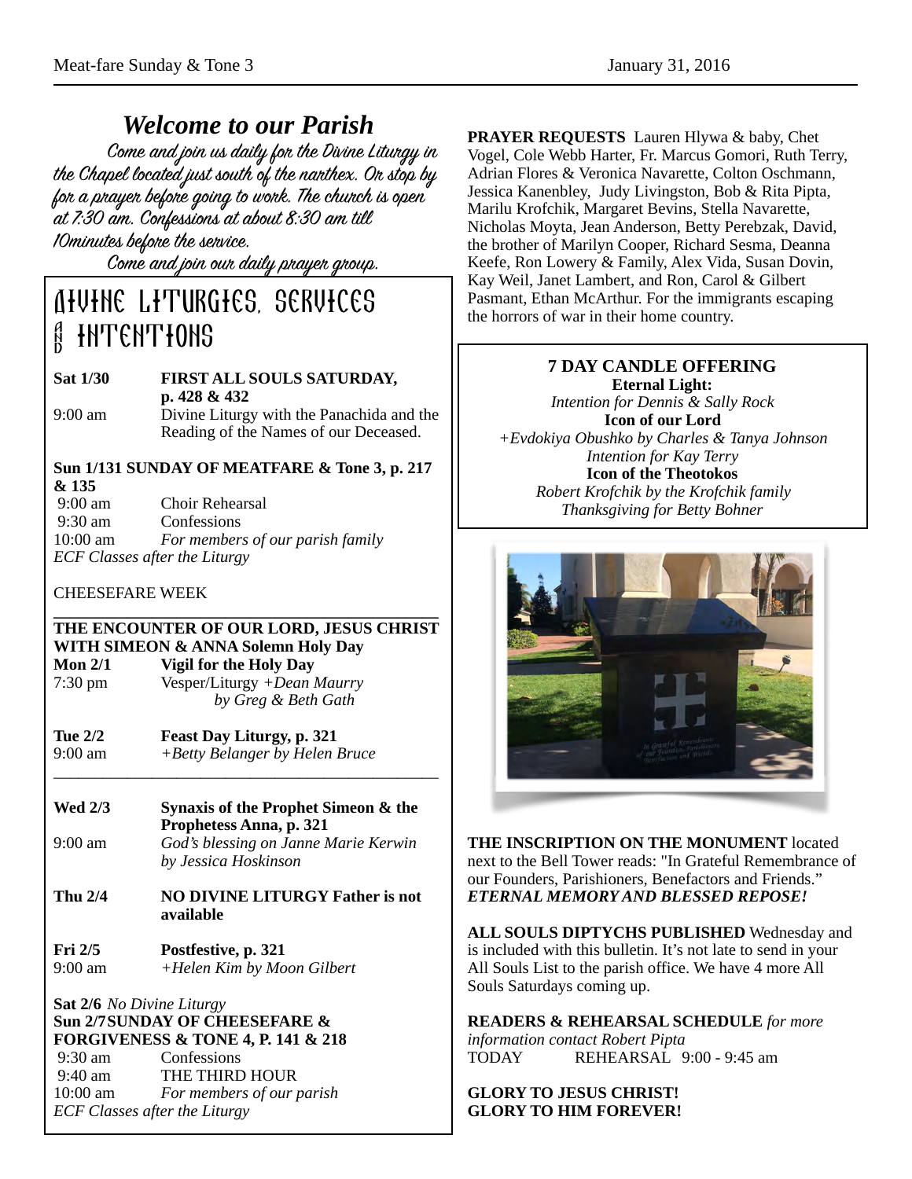## *Welcome to our Parish*

Come and join us daily for the Divine Liturgy in the Chapel located just south of the narthex. Or stop by for a prayer before going to work. The church is open at 7:30 am. Confessions at about 8:30 am till 10minutes before the service.

Come and join our daily prayer group.

## DIVINE LITURGIES, SERVICES AND INTENTIONS

**Sat 1/30** **FIRST ALL SOULS SATURDAY, p. 428 & 432**
9:00 am Divine Liturgy with the Panachida and the Reading of the Names of our Deceased.

**Sun 1/131 SUNDAY OF MEATFARE & Tone 3, p. 217 & 135**
9:00 am Choir Rehearsal
9:30 am Confessions
10:00 am *For members of our parish family*
*ECF Classes after the Liturgy*

CHEESEFARE WEEK

---

**THE ENCOUNTER OF OUR LORD, JESUS CHRIST WITH SIMEON & ANNA Solemn Holy Day**
**Mon 2/1** **Vigil for the Holy Day**
7:30 pm Vesper/Liturgy *+Dean Maurry by Greg & Beth Gath*

**Tue 2/2** **Feast Day Liturgy, p. 321**
9:00 am *+Betty Belanger by Helen Bruce*

---

**Wed 2/3** **Synaxis of the Prophet Simeon & the Prophetess Anna, p. 321**
9:00 am *God's blessing on Janne Marie Kerwin by Jessica Hoskinson*

**Thu 2/4** **NO DIVINE LITURGY Father is not available**

**Fri 2/5** **Postfestive, p. 321**
9:00 am *+Helen Kim by Moon Gilbert*

**Sat 2/6** *No Divine Liturgy*
**Sun 2/7 SUNDAY OF CHEESEFARE & FORGIVENESS & TONE 4, P. 141 & 218**
9:30 am Confessions
9:40 am THE THIRD HOUR
10:00 am *For members of our parish*
*ECF Classes after the Liturgy*

**PRAYER REQUESTS** Lauren Hlywa & baby, Chet Vogel, Cole Webb Harter, Fr. Marcus Gomori, Ruth Terry, Adrian Flores & Veronica Navarette, Colton Oschmann, Jessica Kanenbley, Judy Livingston, Bob & Rita Pipta, Marilu Krofchik, Margaret Bevins, Stella Navarette, Nicholas Moyta, Jean Anderson, Betty Perebzak, David, the brother of Marilyn Cooper, Richard Sesma, Deanna Keefe, Ron Lowery & Family, Alex Vida, Susan Dovin, Kay Weil, Janet Lambert, and Ron, Carol & Gilbert Pasmant, Ethan McArthur. For the immigrants escaping the horrors of war in their home country.

### 7 DAY CANDLE OFFERING

**Eternal Light:**
*Intention for Dennis & Sally Rock*
**Icon of our Lord**
*+Evdokiya Obushko by Charles & Tanya Johnson*
*Intention for Kay Terry*
**Icon of the Theotokos**
*Robert Krofchik by the Krofchik family*
*Thanksgiving for Betty Bohner*

**THE INSCRIPTION ON THE MONUMENT** located next to the Bell Tower reads: "In Grateful Remembrance of our Founders, Parishioners, Benefactors and Friends."
***ETERNAL MEMORY AND BLESSED REPOSE!***

**ALL SOULS DIPTYCHS PUBLISHED** Wednesday and is included with this bulletin. It's not late to send in your All Souls List to the parish office. We have 4 more All Souls Saturdays coming up.

**READERS & REHEARSAL SCHEDULE** *for more information contact Robert Pipta*
TODAY REHEARSAL 9:00 - 9:45 am

**GLORY TO JESUS CHRIST!**
**GLORY TO HIM FOREVER!**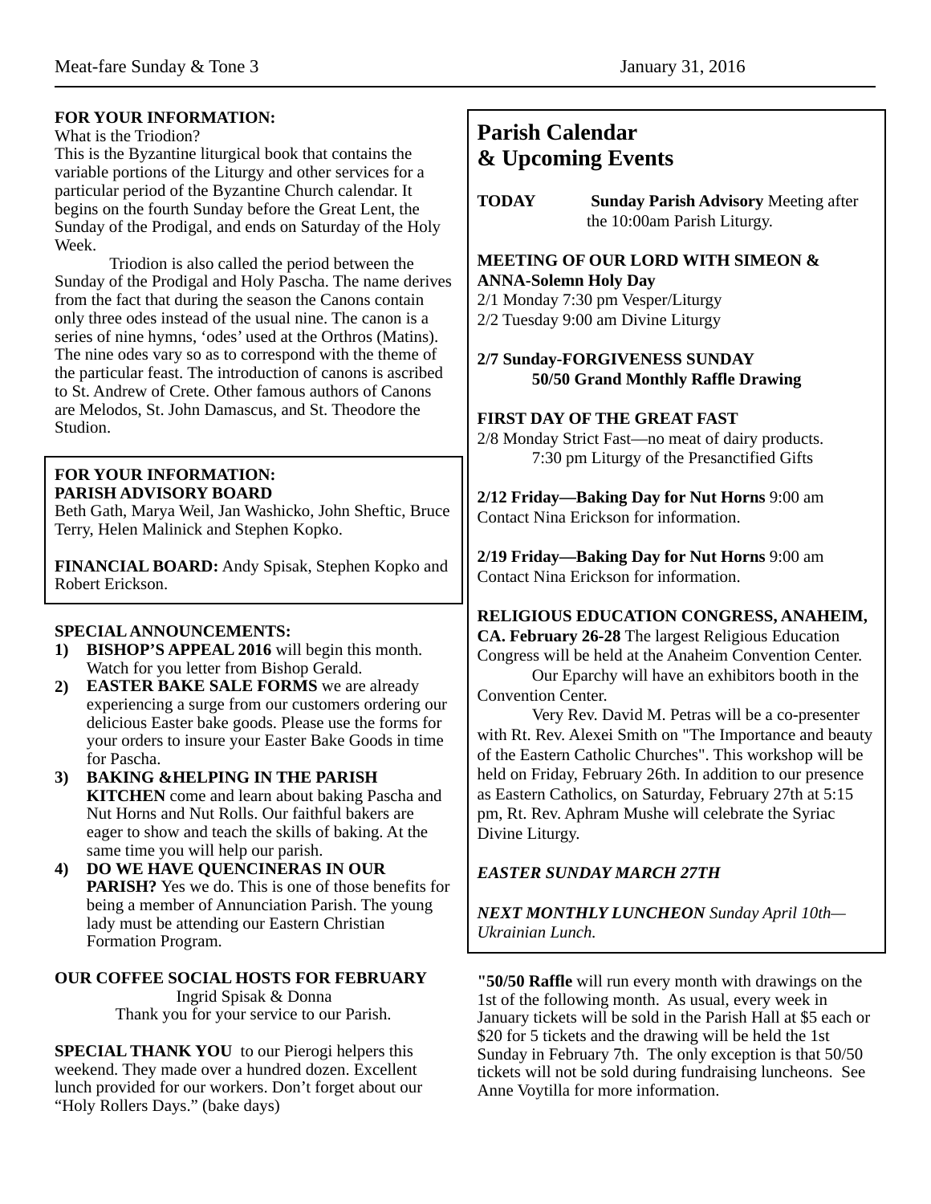## FOR YOUR INFORMATION:

What is the Triodion?

This is the Byzantine liturgical book that contains the variable portions of the Liturgy and other services for a particular period of the Byzantine Church calendar. It begins on the fourth Sunday before the Great Lent, the Sunday of the Prodigal, and ends on Saturday of the Holy Week.

Triodion is also called the period between the Sunday of the Prodigal and Holy Pascha. The name derives from the fact that during the season the Canons contain only three odes instead of the usual nine. The canon is a series of nine hymns, 'odes' used at the Orthros (Matins). The nine odes vary so as to correspond with the theme of the particular feast. The introduction of canons is ascribed to St. Andrew of Crete. Other famous authors of Canons are Melodos, St. John Damascus, and St. Theodore the Studion.

**FOR YOUR INFORMATION:**
**PARISH ADVISORY BOARD**

Beth Gath, Marya Weil, Jan Washicko, John Sheftic, Bruce Terry, Helen Malinick and Stephen Kopko.

**FINANCIAL BOARD:** Andy Spisak, Stephen Kopko and Robert Erickson.

## SPECIAL ANNOUNCEMENTS:

1) **BISHOP'S APPEAL 2016** will begin this month. Watch for you letter from Bishop Gerald.
2) **EASTER BAKE SALE FORMS** we are already experiencing a surge from our customers ordering our delicious Easter bake goods. Please use the forms for your orders to insure your Easter Bake Goods in time for Pascha.
3) **BAKING &HELPING IN THE PARISH KITCHEN** come and learn about baking Pascha and Nut Horns and Nut Rolls. Our faithful bakers are eager to show and teach the skills of baking. At the same time you will help our parish.
4) **DO WE HAVE QUENCINERAS IN OUR PARISH?** Yes we do. This is one of those benefits for being a member of Annunciation Parish. The young lady must be attending our Eastern Christian Formation Program.

## OUR COFFEE SOCIAL HOSTS FOR FEBRUARY

Ingrid Spisak & Donna

Thank you for your service to our Parish.

**SPECIAL THANK YOU** to our Pierogi helpers this weekend. They made over a hundred dozen. Excellent lunch provided for our workers. Don't forget about our "Holy Rollers Days." (bake days)

# Parish Calendar & Upcoming Events

**TODAY** **Sunday Parish Advisory** Meeting after the 10:00am Parish Liturgy.

**MEETING OF OUR LORD WITH SIMEON & ANNA-Solemn Holy Day**
2/1 Monday 7:30 pm Vesper/Liturgy
2/2 Tuesday 9:00 am Divine Liturgy

**2/7 Sunday-FORGIVENESS SUNDAY**
**50/50 Grand Monthly Raffle Drawing**

**FIRST DAY OF THE GREAT FAST**
2/8 Monday Strict Fast—no meat of dairy products.
7:30 pm Liturgy of the Presanctified Gifts

**2/12 Friday—Baking Day for Nut Horns** 9:00 am Contact Nina Erickson for information.

**2/19 Friday—Baking Day for Nut Horns** 9:00 am Contact Nina Erickson for information.

**RELIGIOUS EDUCATION CONGRESS, ANAHEIM, CA. February 26-28** The largest Religious Education Congress will be held at the Anaheim Convention Center.

Our Eparchy will have an exhibitors booth in the Convention Center.

Very Rev. David M. Petras will be a co-presenter with Rt. Rev. Alexei Smith on "The Importance and beauty of the Eastern Catholic Churches". This workshop will be held on Friday, February 26th. In addition to our presence as Eastern Catholics, on Saturday, February 27th at 5:15 pm, Rt. Rev. Aphram Mushe will celebrate the Syriac Divine Liturgy.

***EASTER SUNDAY MARCH 27TH***

***NEXT MONTHLY LUNCHEON** Sunday April 10th—Ukrainian Lunch.*

**"50/50 Raffle** will run every month with drawings on the 1st of the following month. As usual, every week in January tickets will be sold in the Parish Hall at $5 each or $20 for 5 tickets and the drawing will be held the 1st Sunday in February 7th. The only exception is that 50/50 tickets will not be sold during fundraising luncheons. See Anne Voytilla for more information.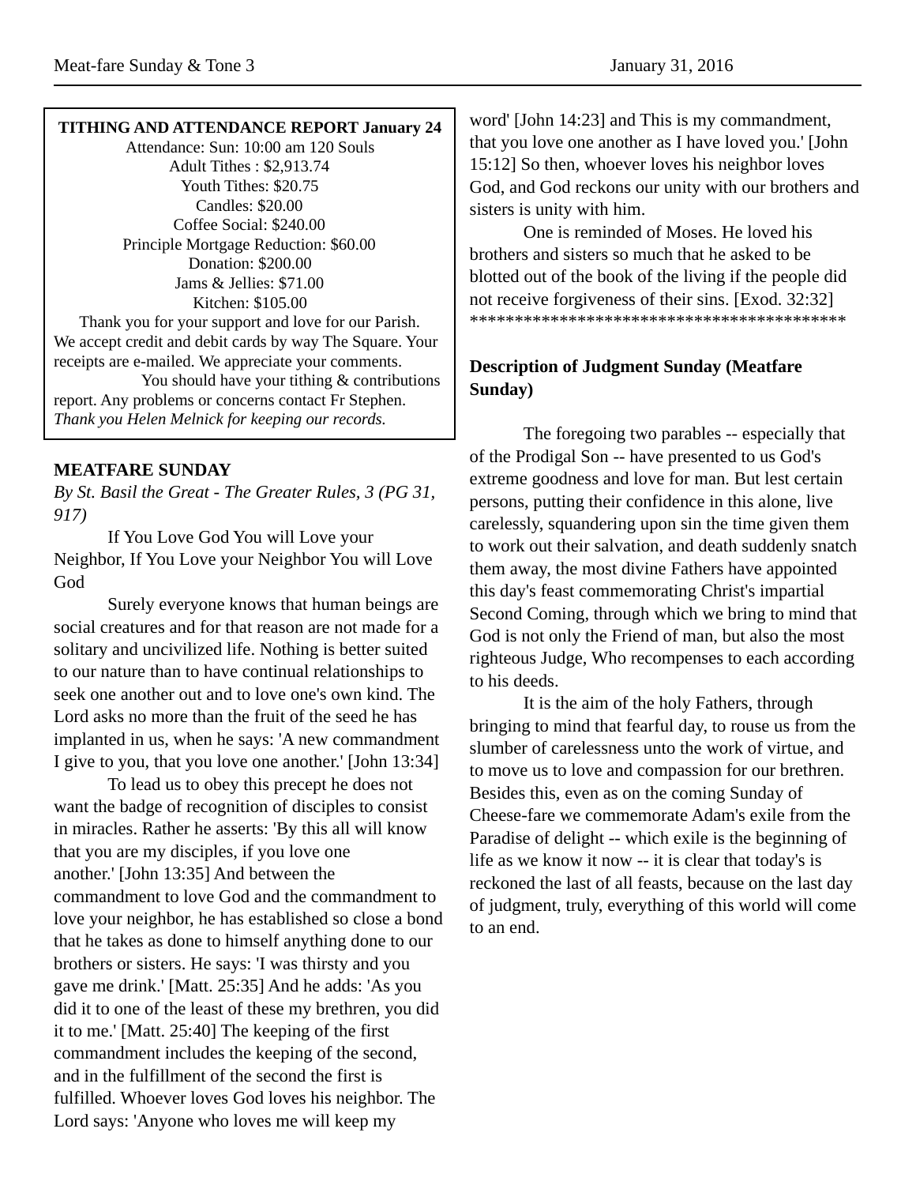**TITHING AND ATTENDANCE REPORT January 24**

Attendance: Sun: 10:00 am 120 Souls
Adult Tithes : $2,913.74
Youth Tithes: $20.75
Candles: $20.00
Coffee Social: $240.00
Principle Mortgage Reduction: $60.00
Donation: $200.00
Jams & Jellies: $71.00
Kitchen: $105.00

Thank you for your support and love for our Parish. We accept credit and debit cards by way The Square. Your receipts are e-mailed. We appreciate your comments. You should have your tithing & contributions report. Any problems or concerns contact Fr Stephen. *Thank you Helen Melnick for keeping our records.*

## MEATFARE SUNDAY

*By St. Basil the Great - The Greater Rules, 3 (PG 31, 917)*

If You Love God You will Love your Neighbor, If You Love your Neighbor You will Love God

Surely everyone knows that human beings are social creatures and for that reason are not made for a solitary and uncivilized life. Nothing is better suited to our nature than to have continual relationships to seek one another out and to love one's own kind. The Lord asks no more than the fruit of the seed he has implanted in us, when he says: 'A new commandment I give to you, that you love one another.' [John 13:34]

To lead us to obey this precept he does not want the badge of recognition of disciples to consist in miracles. Rather he asserts: 'By this all will know that you are my disciples, if you love one another.' [John 13:35] And between the commandment to love God and the commandment to love your neighbor, he has established so close a bond that he takes as done to himself anything done to our brothers or sisters. He says: 'I was thirsty and you gave me drink.' [Matt. 25:35] And he adds: 'As you did it to one of the least of these my brethren, you did it to me.' [Matt. 25:40] The keeping of the first commandment includes the keeping of the second, and in the fulfillment of the second the first is fulfilled. Whoever loves God loves his neighbor. The Lord says: 'Anyone who loves me will keep my word' [John 14:23] and This is my commandment, that you love one another as I have loved you.' [John 15:12] So then, whoever loves his neighbor loves God, and God reckons our unity with our brothers and sisters is unity with him.

One is reminded of Moses. He loved his brothers and sisters so much that he asked to be blotted out of the book of the living if the people did not receive forgiveness of their sins. [Exod. 32:32]
******************************************

**Description of Judgment Sunday (Meatfare Sunday)**

The foregoing two parables -- especially that of the Prodigal Son -- have presented to us God's extreme goodness and love for man. But lest certain persons, putting their confidence in this alone, live carelessly, squandering upon sin the time given them to work out their salvation, and death suddenly snatch them away, the most divine Fathers have appointed this day's feast commemorating Christ's impartial Second Coming, through which we bring to mind that God is not only the Friend of man, but also the most righteous Judge, Who recompenses to each according to his deeds.

It is the aim of the holy Fathers, through bringing to mind that fearful day, to rouse us from the slumber of carelessness unto the work of virtue, and to move us to love and compassion for our brethren. Besides this, even as on the coming Sunday of Cheese-fare we commemorate Adam's exile from the Paradise of delight -- which exile is the beginning of life as we know it now -- it is clear that today's is reckoned the last of all feasts, because on the last day of judgment, truly, everything of this world will come to an end.